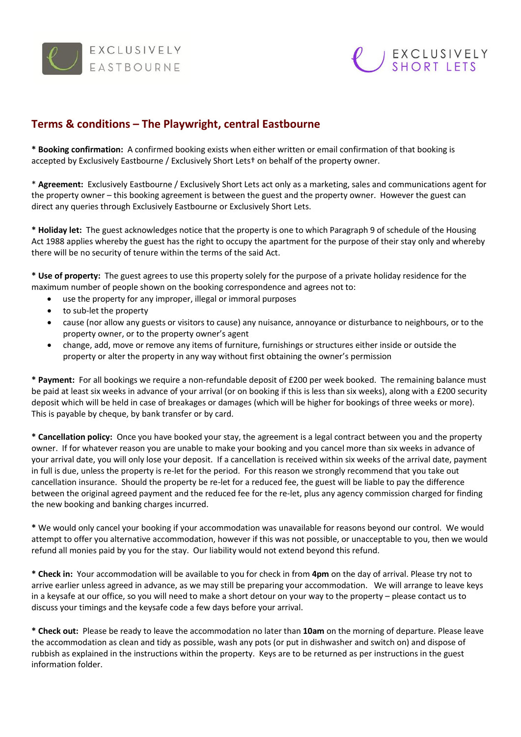EXCLUSIVELY EASTBOURNE

EXCLUSIVELY SHORT LETS

## Terms & conditions – The Playwright, central Eastbourne

* **Booking confirmation:** A confirmed booking exists when either written or email confirmation of that booking is accepted by Exclusively Eastbourne / Exclusively Short Lets† on behalf of the property owner.

* **Agreement:** Exclusively Eastbourne / Exclusively Short Lets act only as a marketing, sales and communications agent for the property owner – this booking agreement is between the guest and the property owner. However the guest can direct any queries through Exclusively Eastbourne or Exclusively Short Lets.

* **Holiday let:** The guest acknowledges notice that the property is one to which Paragraph 9 of schedule of the Housing Act 1988 applies whereby the guest has the right to occupy the apartment for the purpose of their stay only and whereby there will be no security of tenure within the terms of the said Act.

* **Use of property:** The guest agrees to use this property solely for the purpose of a private holiday residence for the maximum number of people shown on the booking correspondence and agrees not to:

- use the property for any improper, illegal or immoral purposes
- to sub-let the property
- cause (nor allow any guests or visitors to cause) any nuisance, annoyance or disturbance to neighbours, or to the property owner, or to the property owner's agent
- change, add, move or remove any items of furniture, furnishings or structures either inside or outside the property or alter the property in any way without first obtaining the owner's permission

* **Payment:** For all bookings we require a non-refundable deposit of £200 per week booked. The remaining balance must be paid at least six weeks in advance of your arrival (or on booking if this is less than six weeks), along with a £200 security deposit which will be held in case of breakages or damages (which will be higher for bookings of three weeks or more). This is payable by cheque, by bank transfer or by card.

* **Cancellation policy:** Once you have booked your stay, the agreement is a legal contract between you and the property owner. If for whatever reason you are unable to make your booking and you cancel more than six weeks in advance of your arrival date, you will only lose your deposit. If a cancellation is received within six weeks of the arrival date, payment in full is due, unless the property is re-let for the period. For this reason we strongly recommend that you take out cancellation insurance. Should the property be re-let for a reduced fee, the guest will be liable to pay the difference between the original agreed payment and the reduced fee for the re-let, plus any agency commission charged for finding the new booking and banking charges incurred.

* We would only cancel your booking if your accommodation was unavailable for reasons beyond our control. We would attempt to offer you alternative accommodation, however if this was not possible, or unacceptable to you, then we would refund all monies paid by you for the stay. Our liability would not extend beyond this refund.

* **Check in:** Your accommodation will be available to you for check in from **4pm** on the day of arrival. Please try not to arrive earlier unless agreed in advance, as we may still be preparing your accommodation. We will arrange to leave keys in a keysafe at our office, so you will need to make a short detour on your way to the property – please contact us to discuss your timings and the keysafe code a few days before your arrival.

* **Check out:** Please be ready to leave the accommodation no later than **10am** on the morning of departure. Please leave the accommodation as clean and tidy as possible, wash any pots (or put in dishwasher and switch on) and dispose of rubbish as explained in the instructions within the property. Keys are to be returned as per instructions in the guest information folder.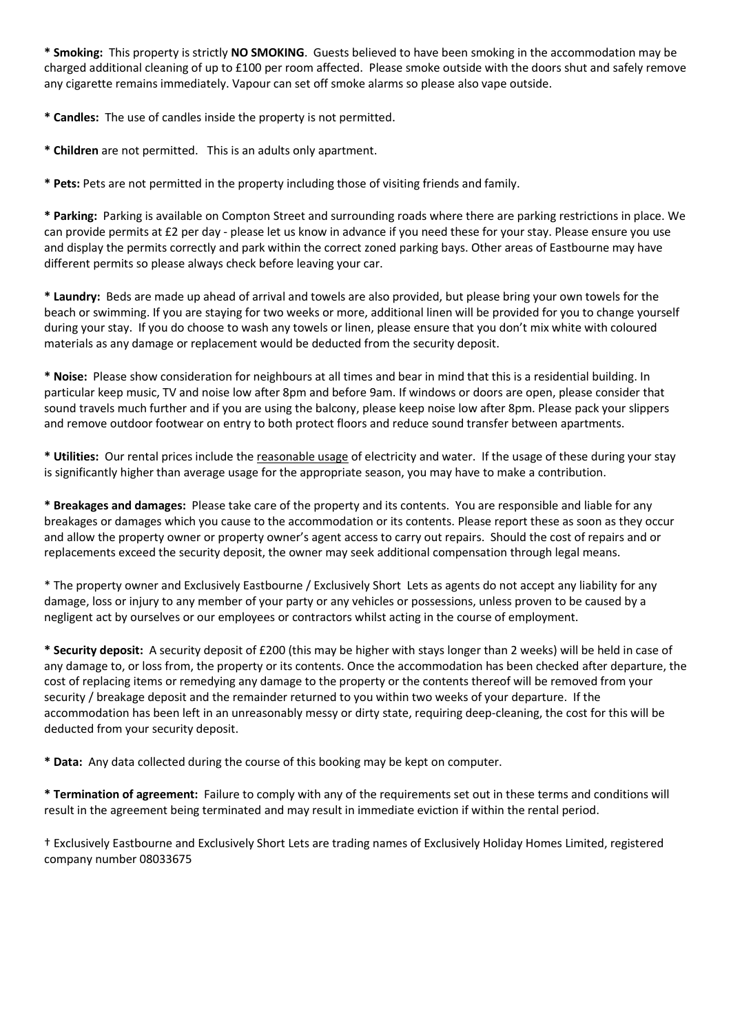* **Smoking:** This property is strictly **NO SMOKING**. Guests believed to have been smoking in the accommodation may be charged additional cleaning of up to £100 per room affected. Please smoke outside with the doors shut and safely remove any cigarette remains immediately. Vapour can set off smoke alarms so please also vape outside.

* **Candles:** The use of candles inside the property is not permitted.

* **Children** are not permitted. This is an adults only apartment.

* **Pets:** Pets are not permitted in the property including those of visiting friends and family.

* **Parking:** Parking is available on Compton Street and surrounding roads where there are parking restrictions in place. We can provide permits at £2 per day - please let us know in advance if you need these for your stay. Please ensure you use and display the permits correctly and park within the correct zoned parking bays. Other areas of Eastbourne may have different permits so please always check before leaving your car.

* **Laundry:** Beds are made up ahead of arrival and towels are also provided, but please bring your own towels for the beach or swimming. If you are staying for two weeks or more, additional linen will be provided for you to change yourself during your stay. If you do choose to wash any towels or linen, please ensure that you don't mix white with coloured materials as any damage or replacement would be deducted from the security deposit.

* **Noise:** Please show consideration for neighbours at all times and bear in mind that this is a residential building. In particular keep music, TV and noise low after 8pm and before 9am. If windows or doors are open, please consider that sound travels much further and if you are using the balcony, please keep noise low after 8pm. Please pack your slippers and remove outdoor footwear on entry to both protect floors and reduce sound transfer between apartments.

* **Utilities:** Our rental prices include the reasonable usage of electricity and water. If the usage of these during your stay is significantly higher than average usage for the appropriate season, you may have to make a contribution.

* **Breakages and damages:** Please take care of the property and its contents. You are responsible and liable for any breakages or damages which you cause to the accommodation or its contents. Please report these as soon as they occur and allow the property owner or property owner's agent access to carry out repairs. Should the cost of repairs and or replacements exceed the security deposit, the owner may seek additional compensation through legal means.

* The property owner and Exclusively Eastbourne / Exclusively Short Lets as agents do not accept any liability for any damage, loss or injury to any member of your party or any vehicles or possessions, unless proven to be caused by a negligent act by ourselves or our employees or contractors whilst acting in the course of employment.

* **Security deposit:** A security deposit of £200 (this may be higher with stays longer than 2 weeks) will be held in case of any damage to, or loss from, the property or its contents. Once the accommodation has been checked after departure, the cost of replacing items or remedying any damage to the property or the contents thereof will be removed from your security / breakage deposit and the remainder returned to you within two weeks of your departure. If the accommodation has been left in an unreasonably messy or dirty state, requiring deep-cleaning, the cost for this will be deducted from your security deposit.

* **Data:** Any data collected during the course of this booking may be kept on computer.

* **Termination of agreement:** Failure to comply with any of the requirements set out in these terms and conditions will result in the agreement being terminated and may result in immediate eviction if within the rental period.

† Exclusively Eastbourne and Exclusively Short Lets are trading names of Exclusively Holiday Homes Limited, registered company number 08033675